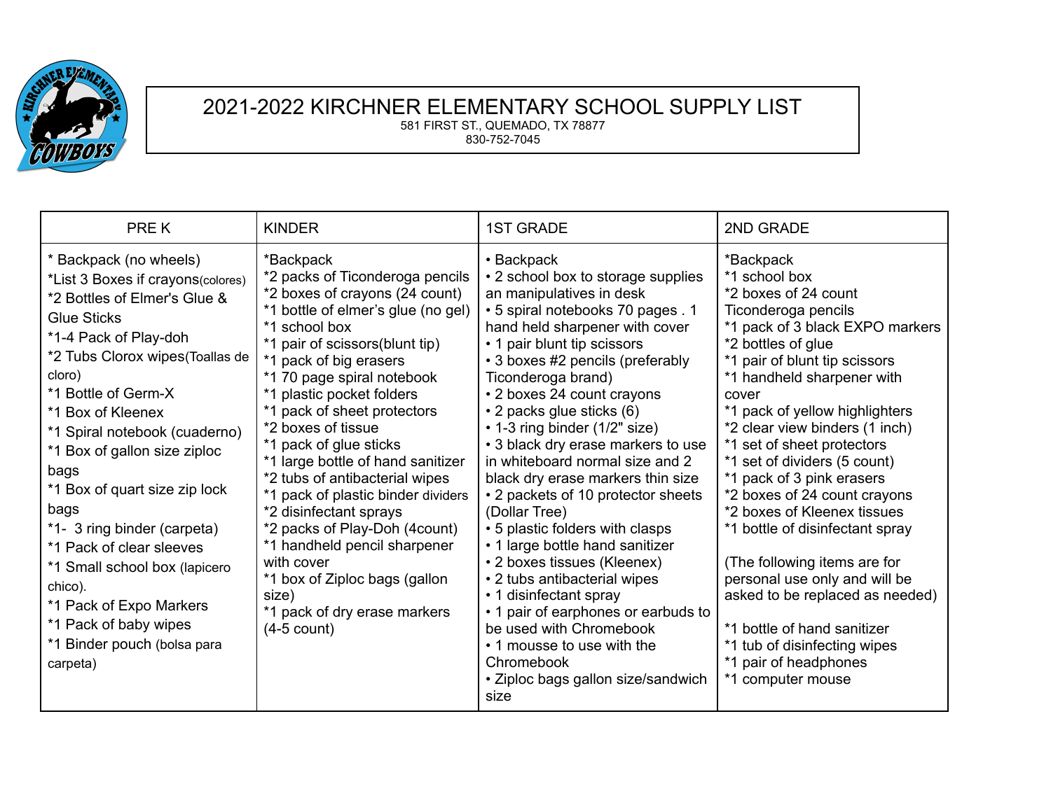# 2021-2022 KIRCHNER ELEMENTARY SCHOOL SUPPLY LIST

581 FIRST ST., QUEMADO, TX 78877

830-752-7045

| PRE K | KINDER | 1ST GRADE | 2ND GRADE |
|---|---|---|---|
| * Backpack (no wheels)<br>*List 3 Boxes if crayons(colores)<br>*2 Bottles of Elmer's Glue & Glue Sticks<br>*1-4 Pack of Play-doh<br>*2 Tubs Clorox wipes(Toallas de cloro)<br>*1 Bottle of Germ-X<br>*1 Box of Kleenex<br>*1 Spiral notebook (cuaderno)<br>*1 Box of gallon size ziploc bags<br>*1 Box of quart size zip lock bags<br>*1- 3 ring binder (carpeta)<br>*1 Pack of clear sleeves<br>*1 Small school box (lapicero chico).<br>*1 Pack of Expo Markers<br>*1 Pack of baby wipes<br>*1 Binder pouch (bolsa para carpeta) | *Backpack<br>*2 packs of Ticonderoga pencils<br>*2 boxes of crayons (24 count)<br>*1 bottle of elmer's glue (no gel)<br>*1 school box<br>*1 pair of scissors(blunt tip)<br>*1 pack of big erasers<br>*1 70 page spiral notebook<br>*1 plastic pocket folders<br>*1 pack of sheet protectors<br>*2 boxes of tissue<br>*1 pack of glue sticks<br>*1 large bottle of hand sanitizer<br>*2 tubs of antibacterial wipes<br>*1 pack of plastic binder dividers<br>*2 disinfectant sprays<br>*2 packs of Play-Doh (4count)<br>*1 handheld pencil sharpener with cover<br>*1 box of Ziploc bags (gallon size)<br>*1 pack of dry erase markers (4-5 count) | • Backpack<br>• 2 school box to storage supplies an manipulatives in desk<br>• 5 spiral notebooks 70 pages . 1 hand held sharpener with cover<br>• 1 pair blunt tip scissors<br>• 3 boxes #2 pencils (preferably Ticonderoga brand)<br>• 2 boxes 24 count crayons<br>• 2 packs glue sticks (6)<br>• 1-3 ring binder (1/2" size)<br>• 3 black dry erase markers to use in whiteboard normal size and 2 black dry erase markers thin size<br>• 2 packets of 10 protector sheets (Dollar Tree)<br>• 5 plastic folders with clasps<br>• 1 large bottle hand sanitizer<br>• 2 boxes tissues (Kleenex)<br>• 2 tubs antibacterial wipes<br>• 1 disinfectant spray<br>• 1 pair of earphones or earbuds to be used with Chromebook<br>• 1 mousse to use with the Chromebook<br>• Ziploc bags gallon size/sandwich size | *Backpack<br>*1 school box<br>*2 boxes of 24 count Ticonderoga pencils<br>*1 pack of 3 black EXPO markers<br>*2 bottles of glue<br>*1 pair of blunt tip scissors<br>*1 handheld sharpener with cover<br>*1 pack of yellow highlighters<br>*2 clear view binders (1 inch)<br>*1 set of sheet protectors<br>*1 set of dividers (5 count)<br>*1 pack of 3 pink erasers<br>*2 boxes of 24 count crayons<br>*2 boxes of Kleenex tissues<br>*1 bottle of disinfectant spray<br><br>(The following items are for personal use only and will be asked to be replaced as needed)<br><br>*1 bottle of hand sanitizer<br>*1 tub of disinfecting wipes<br>*1 pair of headphones<br>*1 computer mouse |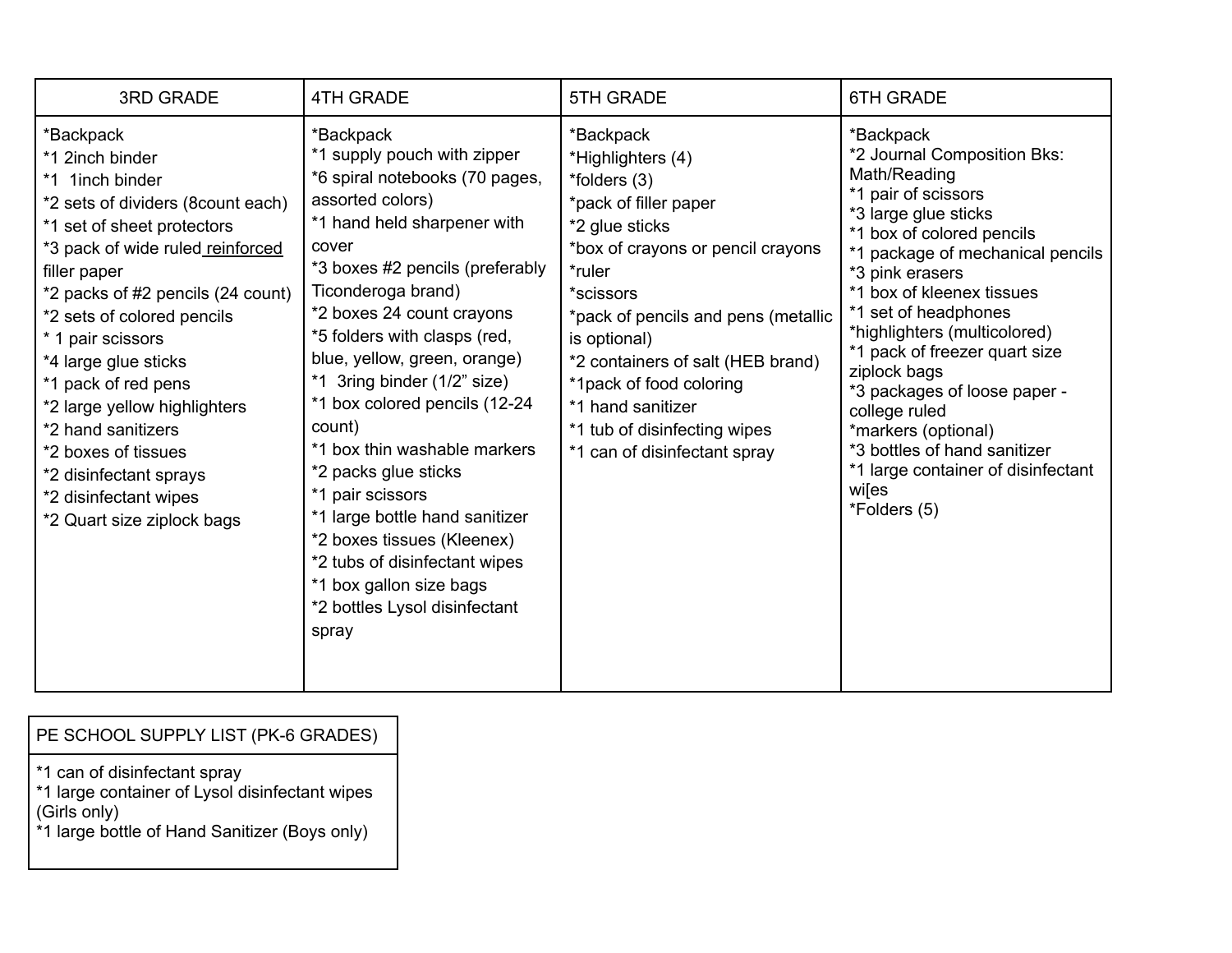| 3RD GRADE | 4TH GRADE | 5TH GRADE | 6TH GRADE |
|---|---|---|---|
| *Backpack<br>*1 2inch binder<br>*1 1inch binder<br>*2 sets of dividers (8count each)<br>*1 set of sheet protectors<br>*3 pack of wide ruled reinforced filler paper<br>*2 packs of #2 pencils (24 count)<br>*2 sets of colored pencils<br>* 1 pair scissors<br>*4 large glue sticks<br>*1 pack of red pens<br>*2 large yellow highlighters<br>*2 hand sanitizers<br>*2 boxes of tissues<br>*2 disinfectant sprays<br>*2 disinfectant wipes<br>*2 Quart size ziplock bags | *Backpack<br>*1 supply pouch with zipper<br>*6 spiral notebooks (70 pages, assorted colors)<br>*1 hand held sharpener with cover<br>*3 boxes #2 pencils (preferably Ticonderoga brand)<br>*2 boxes 24 count crayons<br>*5 folders with clasps (red, blue, yellow, green, orange)<br>*1 3ring binder (1/2" size)<br>*1 box colored pencils (12-24 count)<br>*1 box thin washable markers<br>*2 packs glue sticks<br>*1 pair scissors<br>*1 large bottle hand sanitizer<br>*2 boxes tissues (Kleenex)<br>*2 tubs of disinfectant wipes<br>*1 box gallon size bags<br>*2 bottles Lysol disinfectant spray | *Backpack<br>*Highlighters (4)<br>*folders (3)<br>*pack of filler paper<br>*2 glue sticks<br>*box of crayons or pencil crayons<br>*ruler<br>*scissors<br>*pack of pencils and pens (metallic is optional)<br>*2 containers of salt (HEB brand)<br>*1pack of food coloring<br>*1 hand sanitizer<br>*1 tub of disinfecting wipes<br>*1 can of disinfectant spray | *Backpack<br>*2 Journal Composition Bks: Math/Reading<br>*1 pair of scissors<br>*3 large glue sticks<br>*1 box of colored pencils<br>*1 package of mechanical pencils<br>*3 pink erasers<br>*1 box of kleenex tissues<br>*1 set of headphones<br>*highlighters (multicolored)<br>*1 pack of freezer quart size ziplock bags<br>*3 packages of loose paper - college ruled<br>*markers (optional)<br>*3 bottles of hand sanitizer<br>*1 large container of disinfectant wi[es<br>*Folders (5) |

| PE SCHOOL SUPPLY LIST (PK-6 GRADES) |
|---|
| *1 can of disinfectant spray<br>*1 large container of Lysol disinfectant wipes (Girls only)<br>*1 large bottle of Hand Sanitizer (Boys only) |